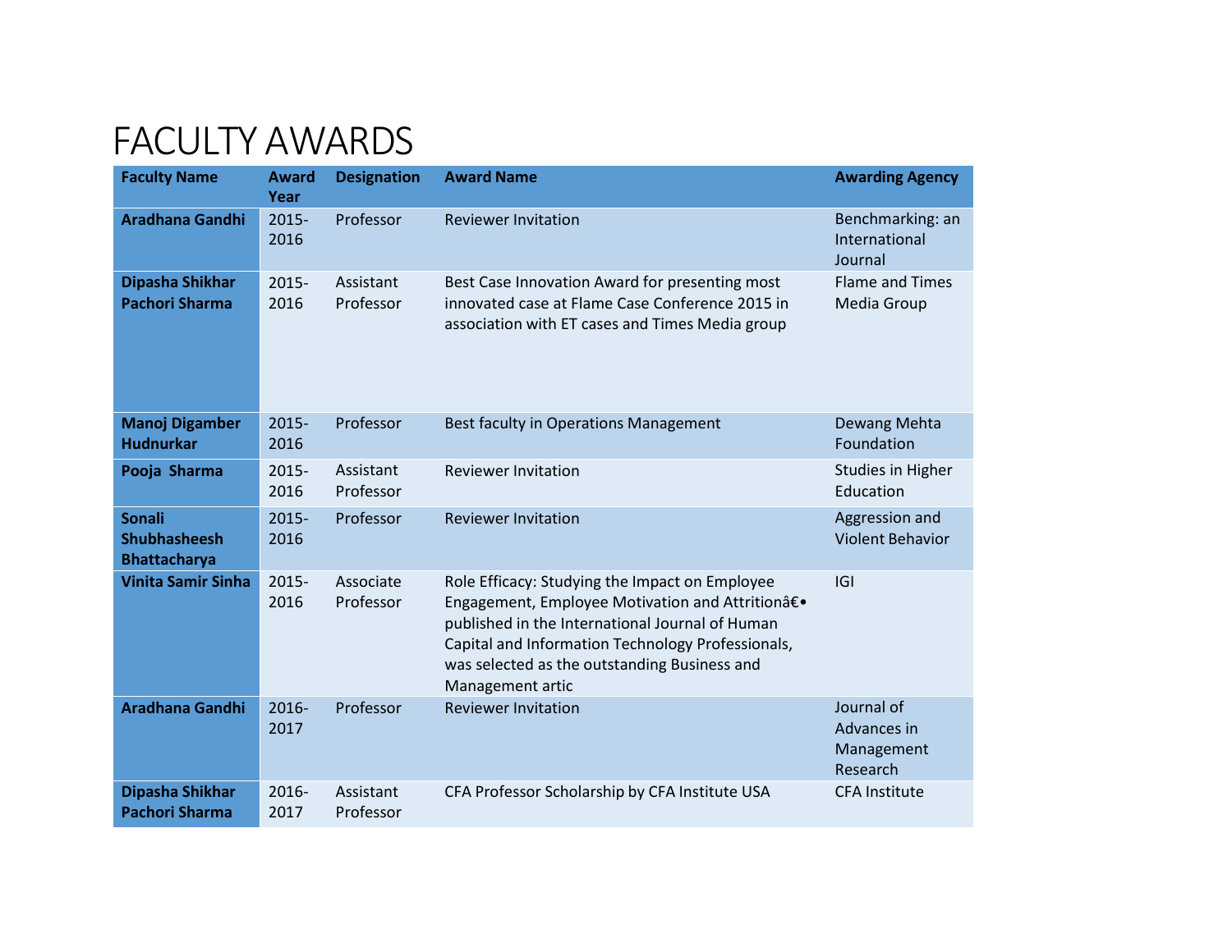# FACULTY AWARDS

| Faculty Name | Award Year | Designation | Award Name | Awarding Agency |
|---|---|---|---|---|
| **Aradhana Gandhi** | 2015-2016 | Professor | Reviewer Invitation | Benchmarking: an International Journal |
| **Dipasha Shikhar Pachori Sharma** | 2015-2016 | Assistant Professor | Best Case Innovation Award for presenting most innovated case at Flame Case Conference 2015 in association with ET cases and Times Media group | Flame and Times Media Group |
| **Manoj Digamber Hudnurkar** | 2015-2016 | Professor | Best faculty in Operations Management | Dewang Mehta Foundation |
| **Pooja Sharma** | 2015-2016 | Assistant Professor | Reviewer Invitation | Studies in Higher Education |
| **Sonali Shubhasheesh Bhattacharya** | 2015-2016 | Professor | Reviewer Invitation | Aggression and Violent Behavior |
| **Vinita Samir Sinha** | 2015-2016 | Associate Professor | Role Efficacy: Studying the Impact on Employee Engagement, Employee Motivation and Attritionâ€• published in the International Journal of Human Capital and Information Technology Professionals, was selected as the outstanding Business and Management artic | IGI |
| **Aradhana Gandhi** | 2016-2017 | Professor | Reviewer Invitation | Journal of Advances in Management Research |
| **Dipasha Shikhar Pachori Sharma** | 2016-2017 | Assistant Professor | CFA Professor Scholarship by CFA Institute USA | CFA Institute |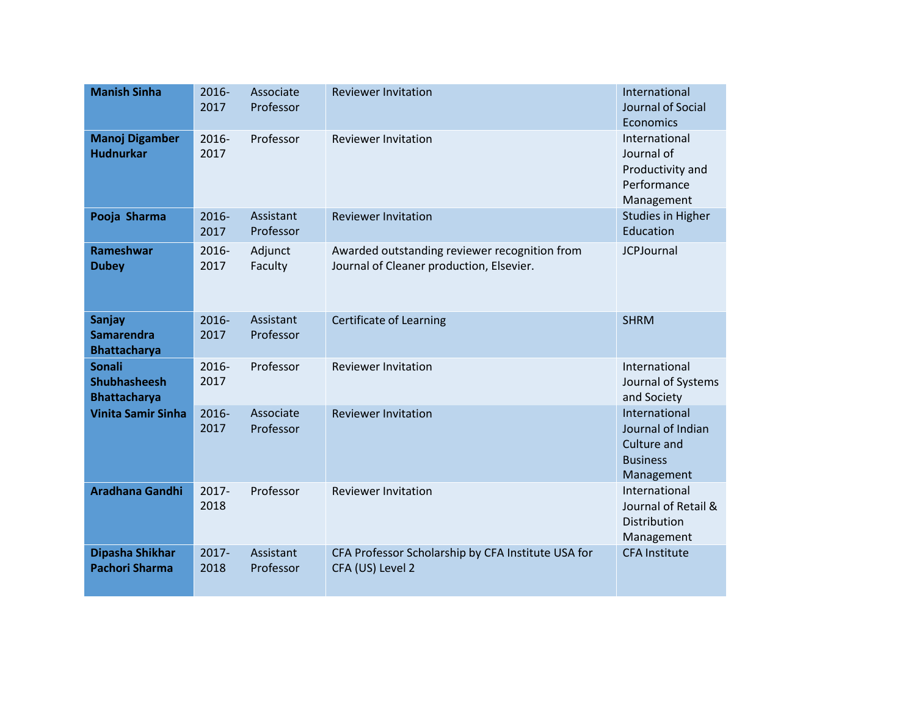| **Manish Sinha** | 2016-2017 | Associate Professor | Reviewer Invitation | International Journal of Social Economics |
|---|---|---|---|---|
| **Manoj Digamber Hudnurkar** | 2016-2017 | Professor | Reviewer Invitation | International Journal of Productivity and Performance Management |
| **Pooja Sharma** | 2016-2017 | Assistant Professor | Reviewer Invitation | Studies in Higher Education |
| **Rameshwar Dubey** | 2016-2017 | Adjunct Faculty | Awarded outstanding reviewer recognition from Journal of Cleaner production, Elsevier. | JCPJournal |
| **Sanjay Samarendra Bhattacharya** | 2016-2017 | Assistant Professor | Certificate of Learning | SHRM |
| **Sonali Shubhasheesh Bhattacharya** | 2016-2017 | Professor | Reviewer Invitation | International Journal of Systems and Society |
| **Vinita Samir Sinha** | 2016-2017 | Associate Professor | Reviewer Invitation | International Journal of Indian Culture and Business Management |
| **Aradhana Gandhi** | 2017-2018 | Professor | Reviewer Invitation | International Journal of Retail & Distribution Management |
| **Dipasha Shikhar Pachori Sharma** | 2017-2018 | Assistant Professor | CFA Professor Scholarship by CFA Institute USA for CFA (US) Level 2 | CFA Institute |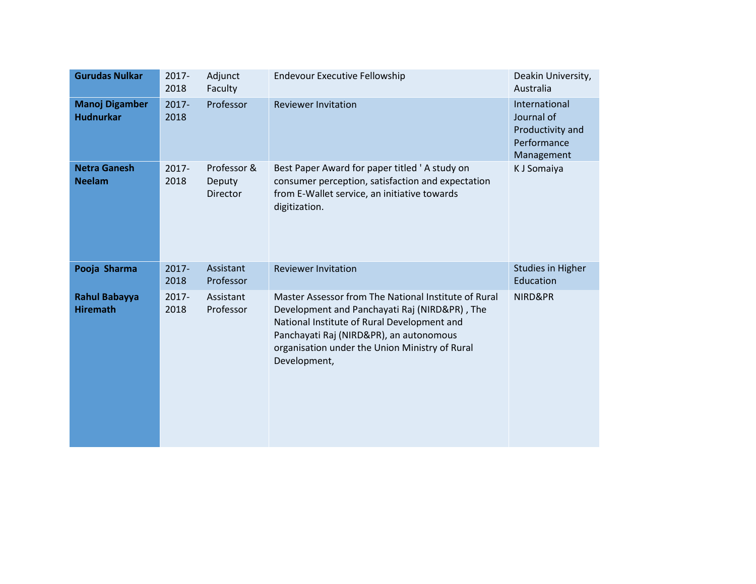| | | | | |
|---|---|---|---|---|
| **Gurudas Nulkar** | 2017-2018 | Adjunct Faculty | Endevour Executive Fellowship | Deakin University, Australia |
| **Manoj Digamber Hudnurkar** | 2017-2018 | Professor | Reviewer Invitation | International Journal of Productivity and Performance Management |
| **Netra Ganesh Neelam** | 2017-2018 | Professor & Deputy Director | Best Paper Award for paper titled ' A study on consumer perception, satisfaction and expectation from E-Wallet service, an initiative towards digitization. | K J Somaiya |
| **Pooja Sharma** | 2017-2018 | Assistant Professor | Reviewer Invitation | Studies in Higher Education |
| **Rahul Babayya Hiremath** | 2017-2018 | Assistant Professor | Master Assessor from The National Institute of Rural Development and Panchayati Raj (NIRD&PR) , The National Institute of Rural Development and Panchayati Raj (NIRD&PR), an autonomous organisation under the Union Ministry of Rural Development, | NIRD&PR |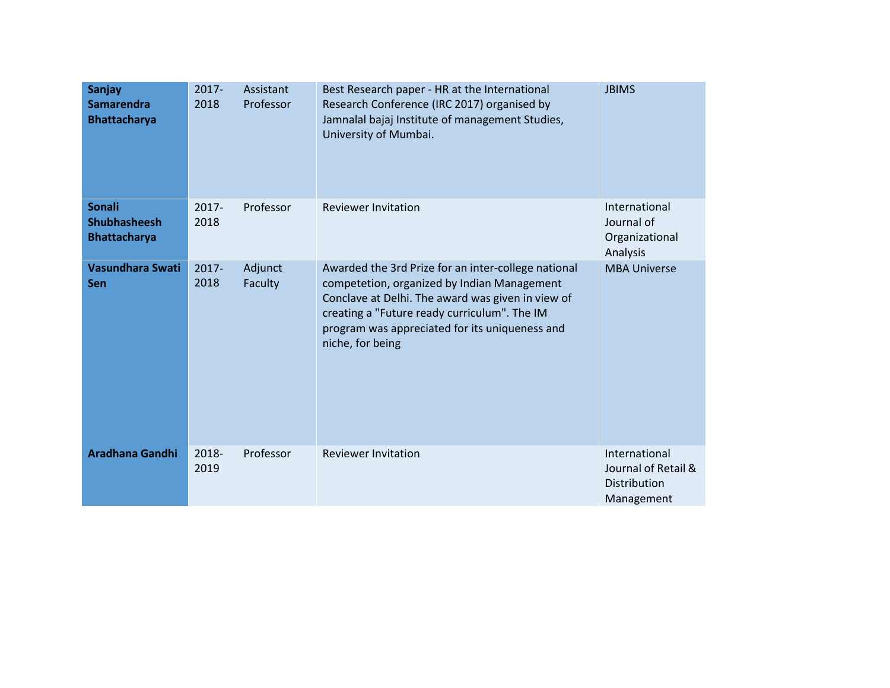| Sanjay Samarendra Bhattacharya | 2017-2018 | Assistant Professor | Best Research paper - HR at the International Research Conference (IRC 2017) organised by Jamnalal bajaj Institute of management Studies, University of Mumbai. | JBIMS |
|---|---|---|---|---|
| **Sonali Shubhasheesh Bhattacharya** | 2017-2018 | Professor | Reviewer Invitation | International Journal of Organizational Analysis |
| **Vasundhara Swati Sen** | 2017-2018 | Adjunct Faculty | Awarded the 3rd Prize for an inter-college national competetion, organized by Indian Management Conclave at Delhi. The award was given in view of creating a "Future ready curriculum". The IM program was appreciated for its uniqueness and niche, for being | MBA Universe |
| **Aradhana Gandhi** | 2018-2019 | Professor | Reviewer Invitation | International Journal of Retail & Distribution Management |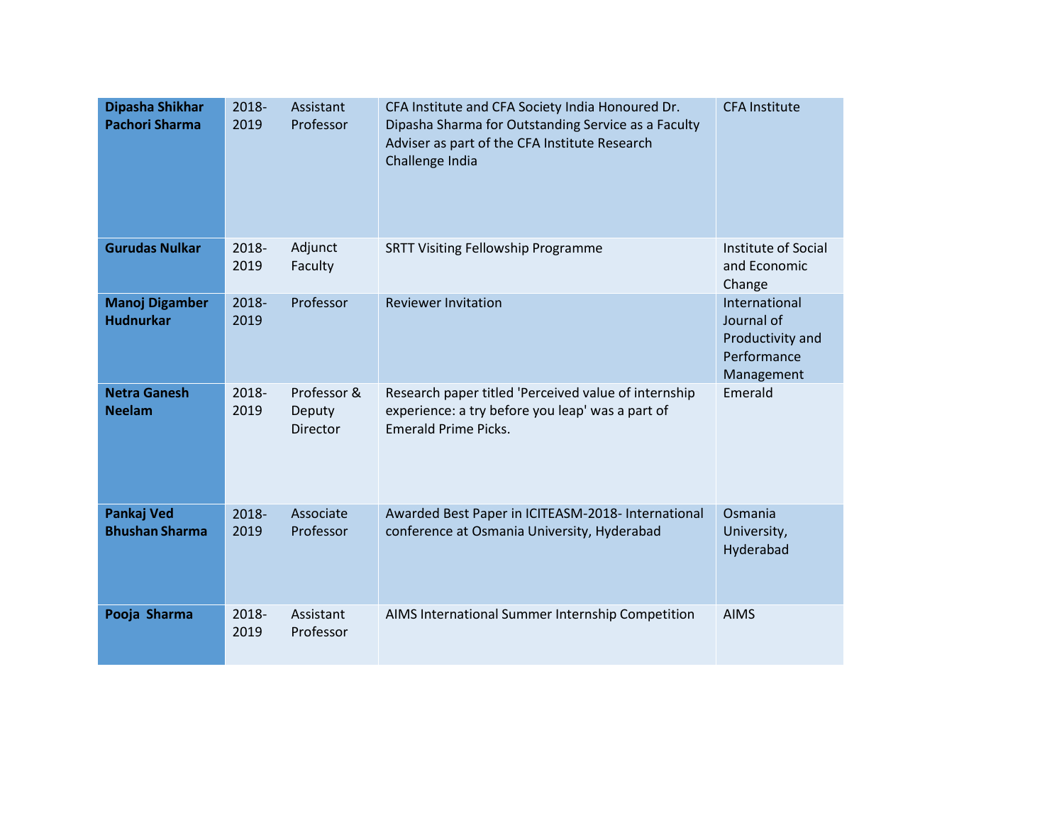| **Dipasha Shikhar Pachori Sharma** | 2018-2019 | Assistant Professor | CFA Institute and CFA Society India Honoured Dr. Dipasha Sharma for Outstanding Service as a Faculty Adviser as part of the CFA Institute Research Challenge India | CFA Institute |
|---|---|---|---|---|
| **Gurudas Nulkar** | 2018-2019 | Adjunct Faculty | SRTT Visiting Fellowship Programme | Institute of Social and Economic Change |
| **Manoj Digamber Hudnurkar** | 2018-2019 | Professor | Reviewer Invitation | International Journal of Productivity and Performance Management |
| **Netra Ganesh Neelam** | 2018-2019 | Professor & Deputy Director | Research paper titled 'Perceived value of internship experience: a try before you leap' was a part of Emerald Prime Picks. | Emerald |
| **Pankaj Ved Bhushan Sharma** | 2018-2019 | Associate Professor | Awarded Best Paper in ICITEASM-2018- International conference at Osmania University, Hyderabad | Osmania University, Hyderabad |
| **Pooja Sharma** | 2018-2019 | Assistant Professor | AIMS International Summer Internship Competition | AIMS |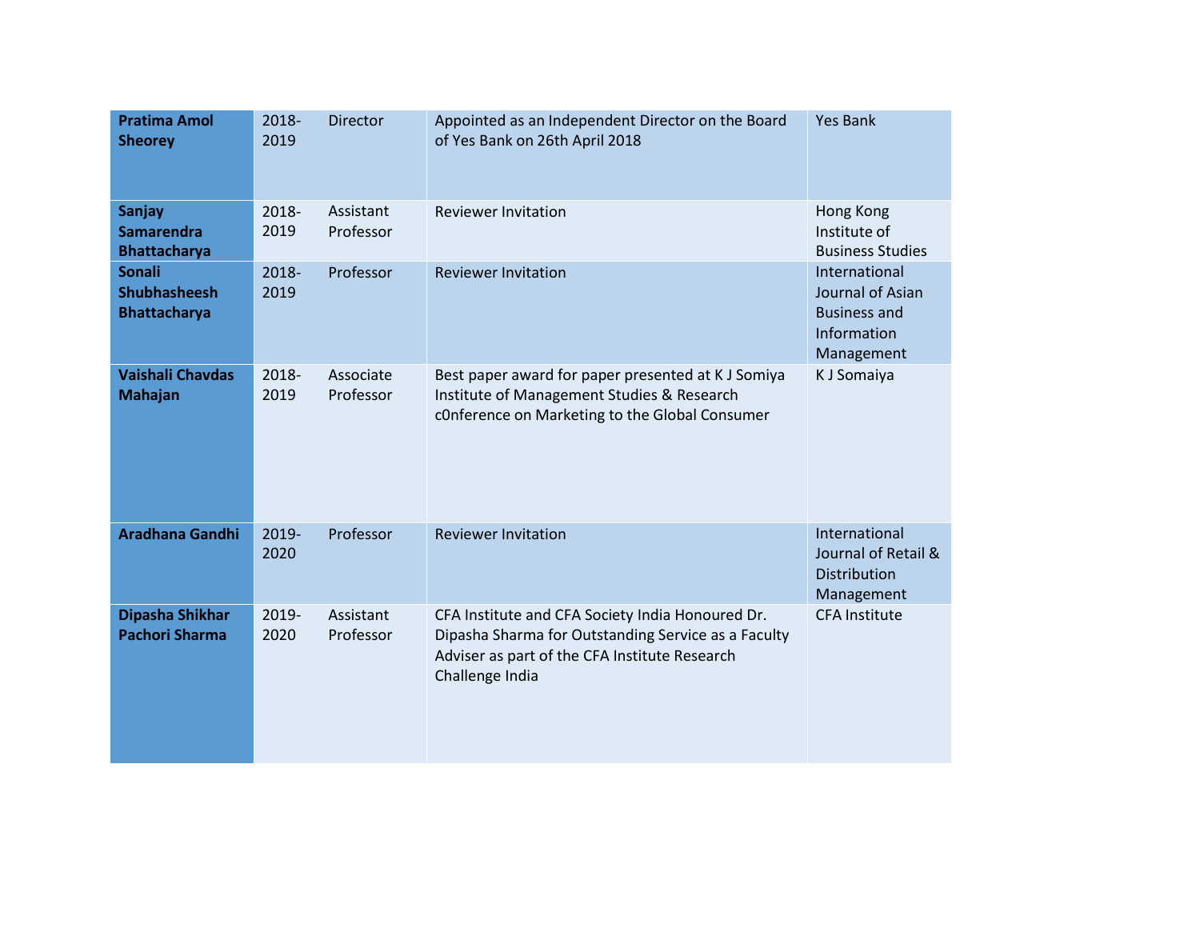| **Pratima Amol Sheorey** | 2018-2019 | Director | Appointed as an Independent Director on the Board of Yes Bank on 26th April 2018 | Yes Bank |
|---|---|---|---|---|
| **Sanjay Samarendra Bhattacharya** | 2018-2019 | Assistant Professor | Reviewer Invitation | Hong Kong Institute of Business Studies |
| **Sonali Shubhasheesh Bhattacharya** | 2018-2019 | Professor | Reviewer Invitation | International Journal of Asian Business and Information Management |
| **Vaishali Chavdas Mahajan** | 2018-2019 | Associate Professor | Best paper award for paper presented at K J Somiya Institute of Management Studies & Research c0nference on Marketing to the Global Consumer | K J Somaiya |
| **Aradhana Gandhi** | 2019-2020 | Professor | Reviewer Invitation | International Journal of Retail & Distribution Management |
| **Dipasha Shikhar Pachori Sharma** | 2019-2020 | Assistant Professor | CFA Institute and CFA Society India Honoured Dr. Dipasha Sharma for Outstanding Service as a Faculty Adviser as part of the CFA Institute Research Challenge India | CFA Institute |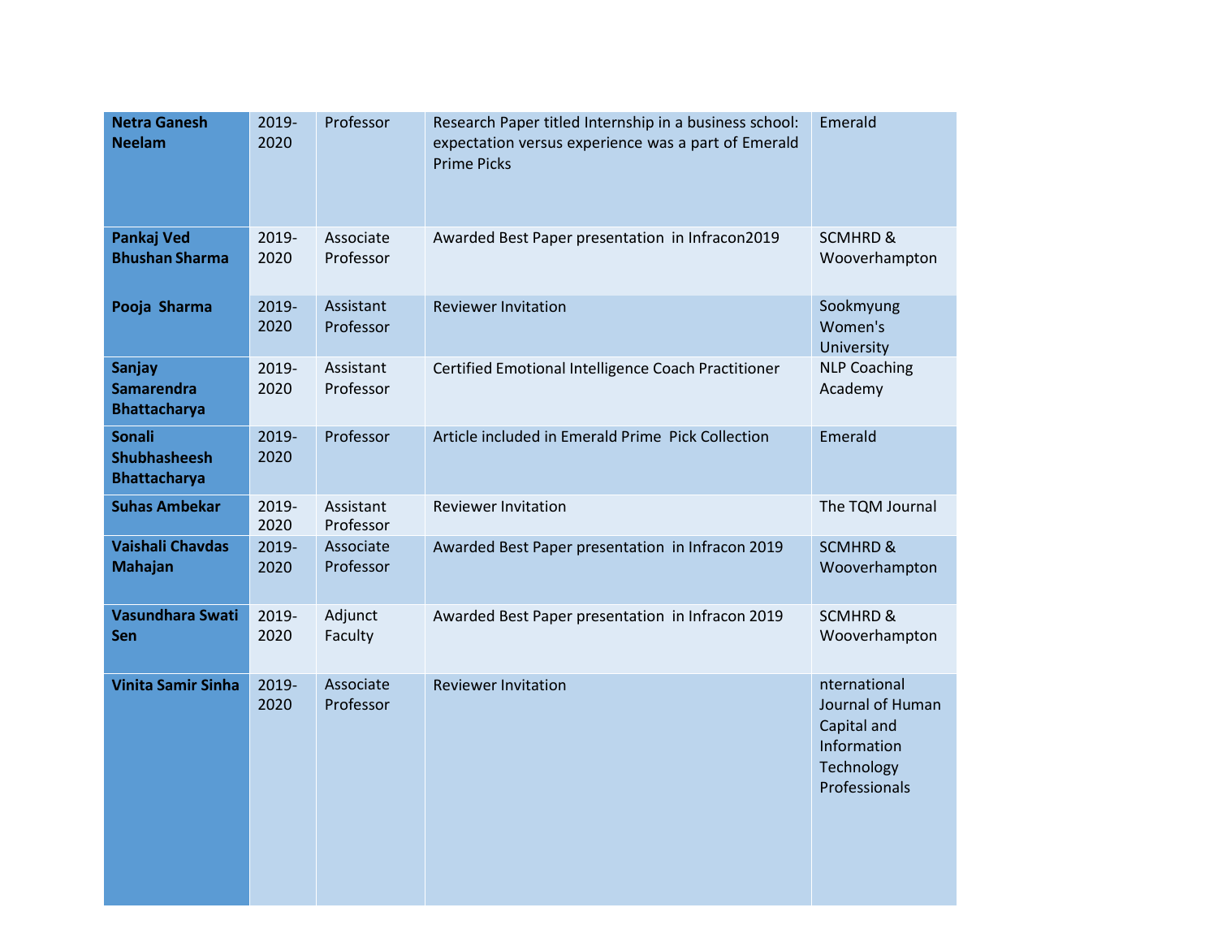| | | | | |
|---|---|---|---|---|
| **Netra Ganesh Neelam** | 2019-2020 | Professor | Research Paper titled Internship in a business school: expectation versus experience was a part of Emerald Prime Picks | Emerald |
| **Pankaj Ved Bhushan Sharma** | 2019-2020 | Associate Professor | Awarded Best Paper presentation in Infracon2019 | SCMHRD & Wooverhampton |
| **Pooja Sharma** | 2019-2020 | Assistant Professor | Reviewer Invitation | Sookmyung Women's University |
| **Sanjay Samarendra Bhattacharya** | 2019-2020 | Assistant Professor | Certified Emotional Intelligence Coach Practitioner | NLP Coaching Academy |
| **Sonali Shubhasheesh Bhattacharya** | 2019-2020 | Professor | Article included in Emerald Prime Pick Collection | Emerald |
| **Suhas Ambekar** | 2019-2020 | Assistant Professor | Reviewer Invitation | The TQM Journal |
| **Vaishali Chavdas Mahajan** | 2019-2020 | Associate Professor | Awarded Best Paper presentation in Infracon 2019 | SCMHRD & Wooverhampton |
| **Vasundhara Swati Sen** | 2019-2020 | Adjunct Faculty | Awarded Best Paper presentation in Infracon 2019 | SCMHRD & Wooverhampton |
| **Vinita Samir Sinha** | 2019-2020 | Associate Professor | Reviewer Invitation | nternational Journal of Human Capital and Information Technology Professionals |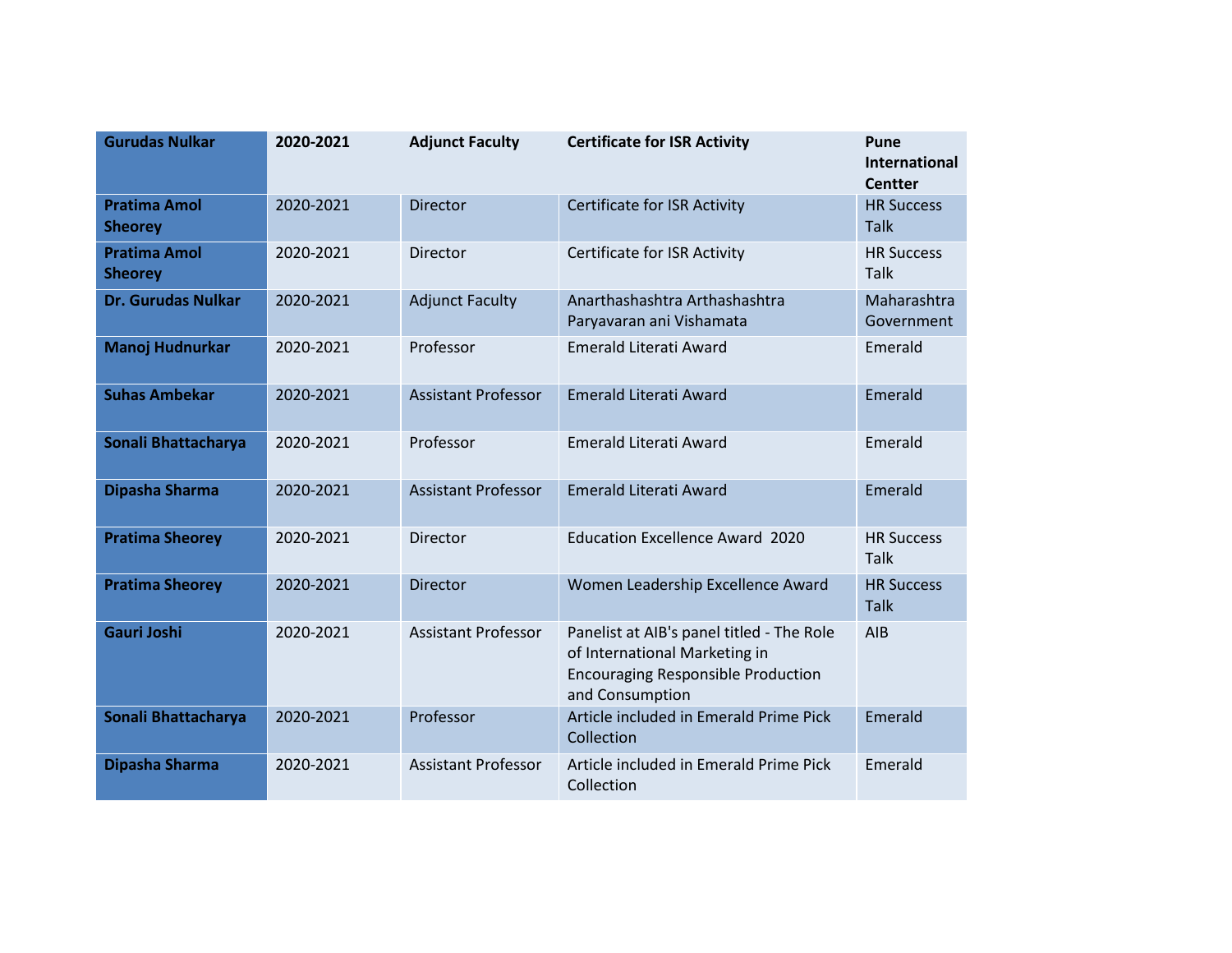| Gurudas Nulkar | 2020-2021 | Adjunct Faculty | Certificate for ISR Activity | Pune International Centter |
|---|---|---|---|---|
| **Pratima Amol Sheorey** | 2020-2021 | Director | Certificate for ISR Activity | HR Success Talk |
| **Pratima Amol Sheorey** | 2020-2021 | Director | Certificate for ISR Activity | HR Success Talk |
| **Dr. Gurudas Nulkar** | 2020-2021 | Adjunct Faculty | Anarthashashtra Arthashashtra Paryavaran ani Vishamata | Maharashtra Government |
| **Manoj Hudnurkar** | 2020-2021 | Professor | Emerald Literati Award | Emerald |
| **Suhas Ambekar** | 2020-2021 | Assistant Professor | Emerald Literati Award | Emerald |
| **Sonali Bhattacharya** | 2020-2021 | Professor | Emerald Literati Award | Emerald |
| **Dipasha Sharma** | 2020-2021 | Assistant Professor | Emerald Literati Award | Emerald |
| **Pratima Sheorey** | 2020-2021 | Director | Education Excellence Award 2020 | HR Success Talk |
| **Pratima Sheorey** | 2020-2021 | Director | Women Leadership Excellence Award | HR Success Talk |
| **Gauri Joshi** | 2020-2021 | Assistant Professor | Panelist at AIB's panel titled - The Role of International Marketing in Encouraging Responsible Production and Consumption | AIB |
| **Sonali Bhattacharya** | 2020-2021 | Professor | Article included in Emerald Prime Pick Collection | Emerald |
| **Dipasha Sharma** | 2020-2021 | Assistant Professor | Article included in Emerald Prime Pick Collection | Emerald |